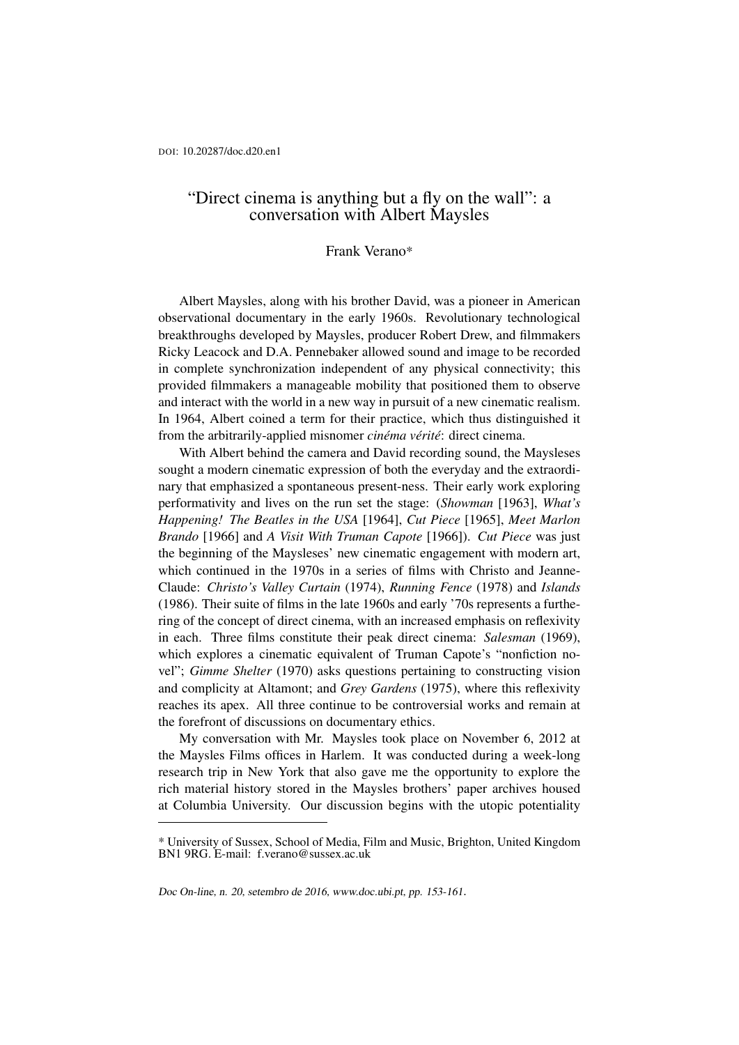DOI: 10.20287/doc.d20.en1

# "Direct cinema is anything but a fly on the wall": a conversation with Albert Maysles

Frank Verano*

Albert Maysles, along with his brother David, was a pioneer in American observational documentary in the early 1960s. Revolutionary technological breakthroughs developed by Maysles, producer Robert Drew, and filmmakers Ricky Leacock and D.A. Pennebaker allowed sound and image to be recorded in complete synchronization independent of any physical connectivity; this provided filmmakers a manageable mobility that positioned them to observe and interact with the world in a new way in pursuit of a new cinematic realism. In 1964, Albert coined a term for their practice, which thus distinguished it from the arbitrarily-applied misnomer *cinéma vérité*: direct cinema.

With Albert behind the camera and David recording sound, the Maysleses sought a modern cinematic expression of both the everyday and the extraordinary that emphasized a spontaneous present-ness. Their early work exploring performativity and lives on the run set the stage: (*Showman* [1963], *What's Happening! The Beatles in the USA* [1964], *Cut Piece* [1965], *Meet Marlon Brando* [1966] and *A Visit With Truman Capote* [1966]). *Cut Piece* was just the beginning of the Maysleses' new cinematic engagement with modern art, which continued in the 1970s in a series of films with Christo and Jeanne-Claude: *Christo's Valley Curtain* (1974), *Running Fence* (1978) and *Islands* (1986). Their suite of films in the late 1960s and early '70s represents a furthering of the concept of direct cinema, with an increased emphasis on reflexivity in each. Three films constitute their peak direct cinema: *Salesman* (1969), which explores a cinematic equivalent of Truman Capote's "nonfiction novel"; *Gimme Shelter* (1970) asks questions pertaining to constructing vision and complicity at Altamont; and *Grey Gardens* (1975), where this reflexivity reaches its apex. All three continue to be controversial works and remain at the forefront of discussions on documentary ethics.

My conversation with Mr. Maysles took place on November 6, 2012 at the Maysles Films offices in Harlem. It was conducted during a week-long research trip in New York that also gave me the opportunity to explore the rich material history stored in the Maysles brothers' paper archives housed at Columbia University. Our discussion begins with the utopic potentiality

---

* University of Sussex, School of Media, Film and Music, Brighton, United Kingdom BN1 9RG. E-mail: f.verano@sussex.ac.uk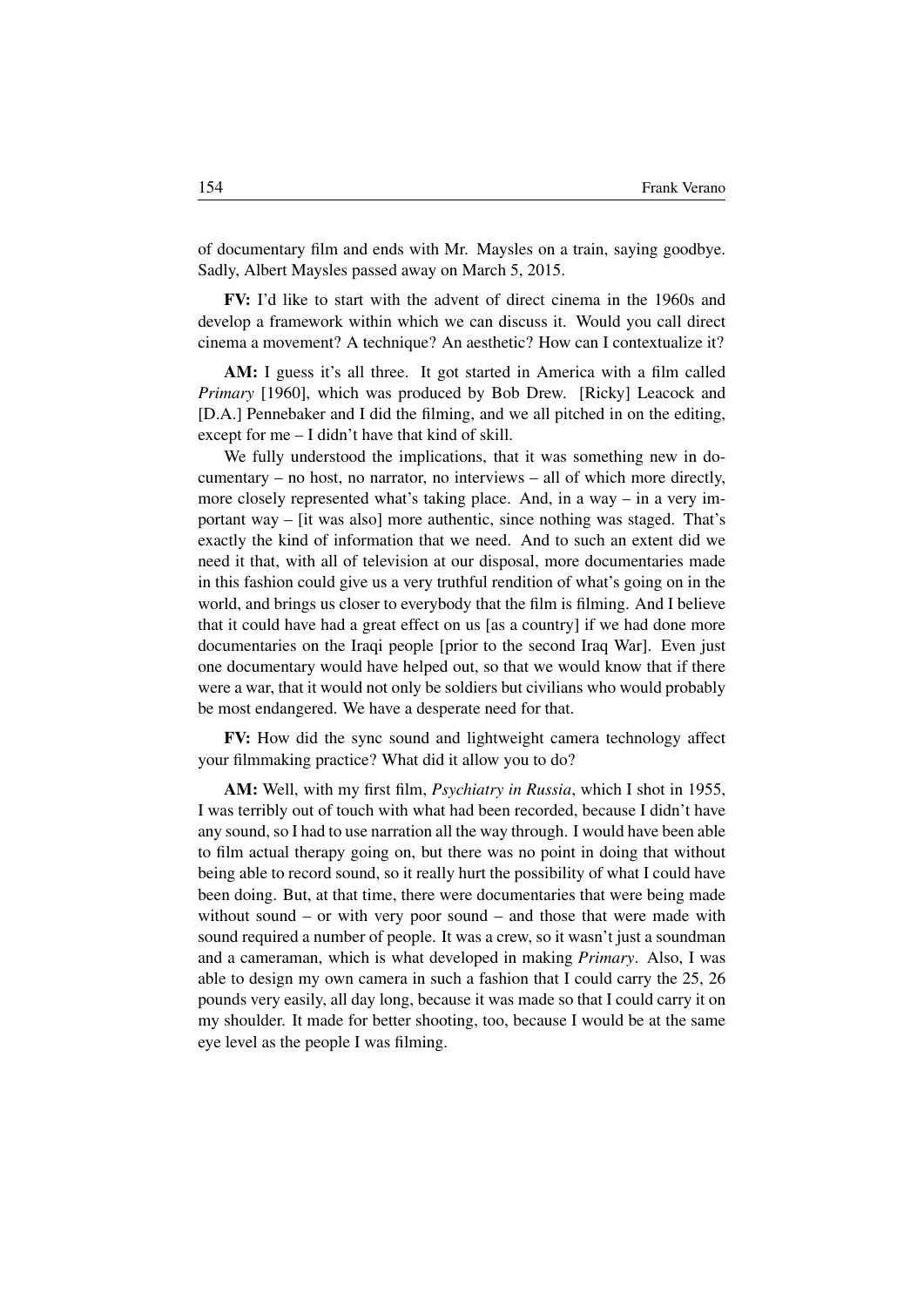of documentary film and ends with Mr. Maysles on a train, saying goodbye. Sadly, Albert Maysles passed away on March 5, 2015.

**FV:** I'd like to start with the advent of direct cinema in the 1960s and develop a framework within which we can discuss it. Would you call direct cinema a movement? A technique? An aesthetic? How can I contextualize it?

**AM:** I guess it's all three. It got started in America with a film called *Primary* [1960], which was produced by Bob Drew. [Ricky] Leacock and [D.A.] Pennebaker and I did the filming, and we all pitched in on the editing, except for me – I didn't have that kind of skill.

We fully understood the implications, that it was something new in documentary – no host, no narrator, no interviews – all of which more directly, more closely represented what's taking place. And, in a way – in a very important way – [it was also] more authentic, since nothing was staged. That's exactly the kind of information that we need. And to such an extent did we need it that, with all of television at our disposal, more documentaries made in this fashion could give us a very truthful rendition of what's going on in the world, and brings us closer to everybody that the film is filming. And I believe that it could have had a great effect on us [as a country] if we had done more documentaries on the Iraqi people [prior to the second Iraq War]. Even just one documentary would have helped out, so that we would know that if there were a war, that it would not only be soldiers but civilians who would probably be most endangered. We have a desperate need for that.

**FV:** How did the sync sound and lightweight camera technology affect your filmmaking practice? What did it allow you to do?

**AM:** Well, with my first film, *Psychiatry in Russia*, which I shot in 1955, I was terribly out of touch with what had been recorded, because I didn't have any sound, so I had to use narration all the way through. I would have been able to film actual therapy going on, but there was no point in doing that without being able to record sound, so it really hurt the possibility of what I could have been doing. But, at that time, there were documentaries that were being made without sound – or with very poor sound – and those that were made with sound required a number of people. It was a crew, so it wasn't just a soundman and a cameraman, which is what developed in making *Primary*. Also, I was able to design my own camera in such a fashion that I could carry the 25, 26 pounds very easily, all day long, because it was made so that I could carry it on my shoulder. It made for better shooting, too, because I would be at the same eye level as the people I was filming.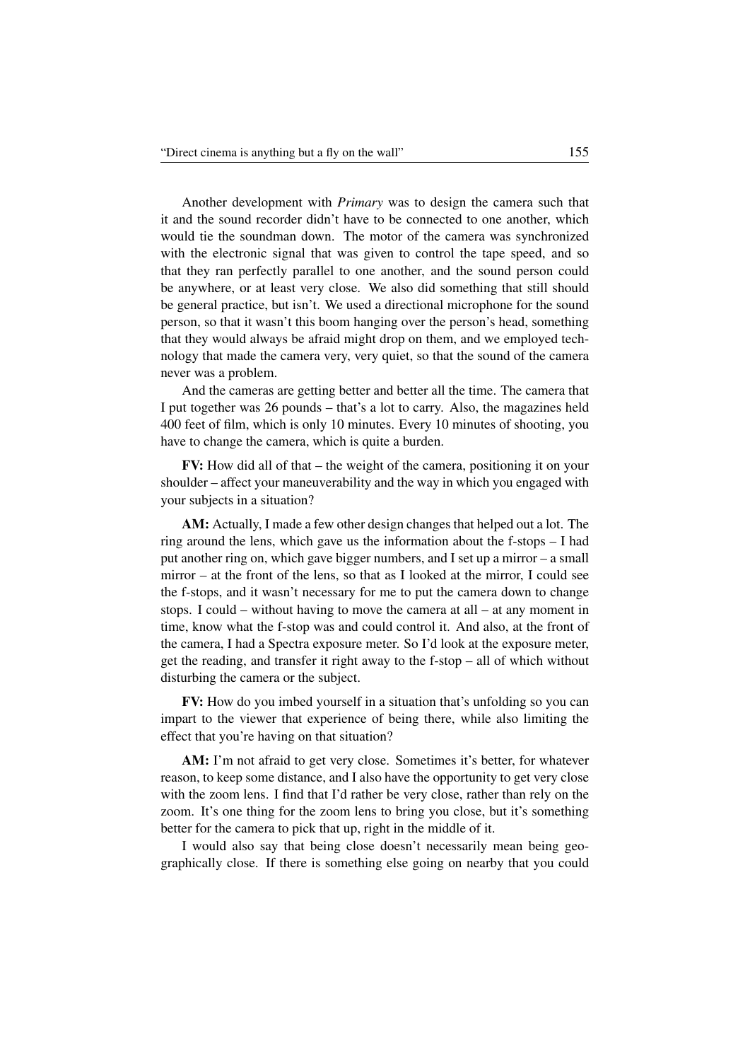Another development with *Primary* was to design the camera such that it and the sound recorder didn't have to be connected to one another, which would tie the soundman down. The motor of the camera was synchronized with the electronic signal that was given to control the tape speed, and so that they ran perfectly parallel to one another, and the sound person could be anywhere, or at least very close. We also did something that still should be general practice, but isn't. We used a directional microphone for the sound person, so that it wasn't this boom hanging over the person's head, something that they would always be afraid might drop on them, and we employed technology that made the camera very, very quiet, so that the sound of the camera never was a problem.

And the cameras are getting better and better all the time. The camera that I put together was 26 pounds – that's a lot to carry. Also, the magazines held 400 feet of film, which is only 10 minutes. Every 10 minutes of shooting, you have to change the camera, which is quite a burden.

**FV:** How did all of that – the weight of the camera, positioning it on your shoulder – affect your maneuverability and the way in which you engaged with your subjects in a situation?

**AM:** Actually, I made a few other design changes that helped out a lot. The ring around the lens, which gave us the information about the f-stops – I had put another ring on, which gave bigger numbers, and I set up a mirror – a small mirror – at the front of the lens, so that as I looked at the mirror, I could see the f-stops, and it wasn't necessary for me to put the camera down to change stops. I could – without having to move the camera at all – at any moment in time, know what the f-stop was and could control it. And also, at the front of the camera, I had a Spectra exposure meter. So I'd look at the exposure meter, get the reading, and transfer it right away to the f-stop – all of which without disturbing the camera or the subject.

**FV:** How do you imbed yourself in a situation that's unfolding so you can impart to the viewer that experience of being there, while also limiting the effect that you're having on that situation?

**AM:** I'm not afraid to get very close. Sometimes it's better, for whatever reason, to keep some distance, and I also have the opportunity to get very close with the zoom lens. I find that I'd rather be very close, rather than rely on the zoom. It's one thing for the zoom lens to bring you close, but it's something better for the camera to pick that up, right in the middle of it.

I would also say that being close doesn't necessarily mean being geographically close. If there is something else going on nearby that you could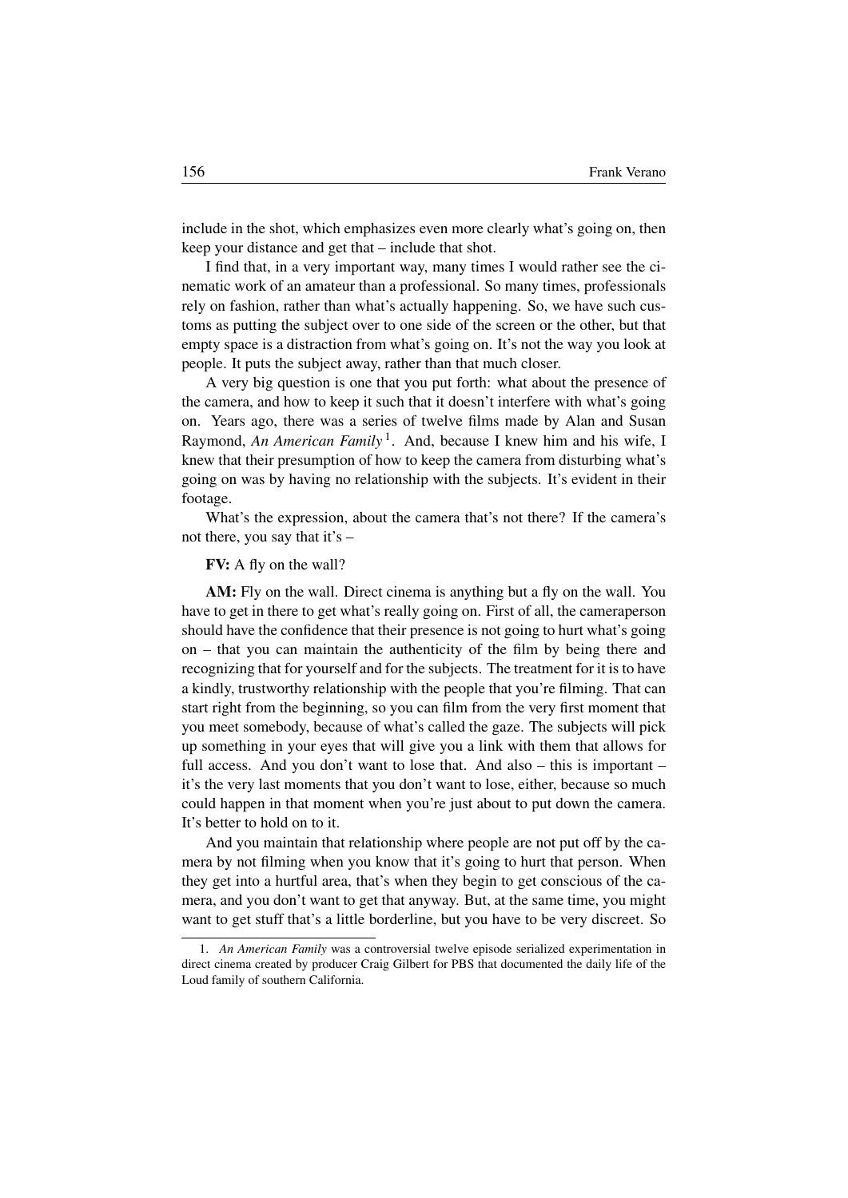include in the shot, which emphasizes even more clearly what's going on, then keep your distance and get that – include that shot.

I find that, in a very important way, many times I would rather see the cinematic work of an amateur than a professional. So many times, professionals rely on fashion, rather than what's actually happening. So, we have such customs as putting the subject over to one side of the screen or the other, but that empty space is a distraction from what's going on. It's not the way you look at people. It puts the subject away, rather than that much closer.

A very big question is one that you put forth: what about the presence of the camera, and how to keep it such that it doesn't interfere with what's going on. Years ago, there was a series of twelve films made by Alan and Susan Raymond, *An American Family*[1]. And, because I knew him and his wife, I knew that their presumption of how to keep the camera from disturbing what's going on was by having no relationship with the subjects. It's evident in their footage.

What's the expression, about the camera that's not there? If the camera's not there, you say that it's –

**FV:** A fly on the wall?

**AM:** Fly on the wall. Direct cinema is anything but a fly on the wall. You have to get in there to get what's really going on. First of all, the cameraperson should have the confidence that their presence is not going to hurt what's going on – that you can maintain the authenticity of the film by being there and recognizing that for yourself and for the subjects. The treatment for it is to have a kindly, trustworthy relationship with the people that you're filming. That can start right from the beginning, so you can film from the very first moment that you meet somebody, because of what's called the gaze. The subjects will pick up something in your eyes that will give you a link with them that allows for full access. And you don't want to lose that. And also – this is important – it's the very last moments that you don't want to lose, either, because so much could happen in that moment when you're just about to put down the camera. It's better to hold on to it.

And you maintain that relationship where people are not put off by the camera by not filming when you know that it's going to hurt that person. When they get into a hurtful area, that's when they begin to get conscious of the camera, and you don't want to get that anyway. But, at the same time, you might want to get stuff that's a little borderline, but you have to be very discreet. So

---

1. *An American Family* was a controversial twelve episode serialized experimentation in direct cinema created by producer Craig Gilbert for PBS that documented the daily life of the Loud family of southern California.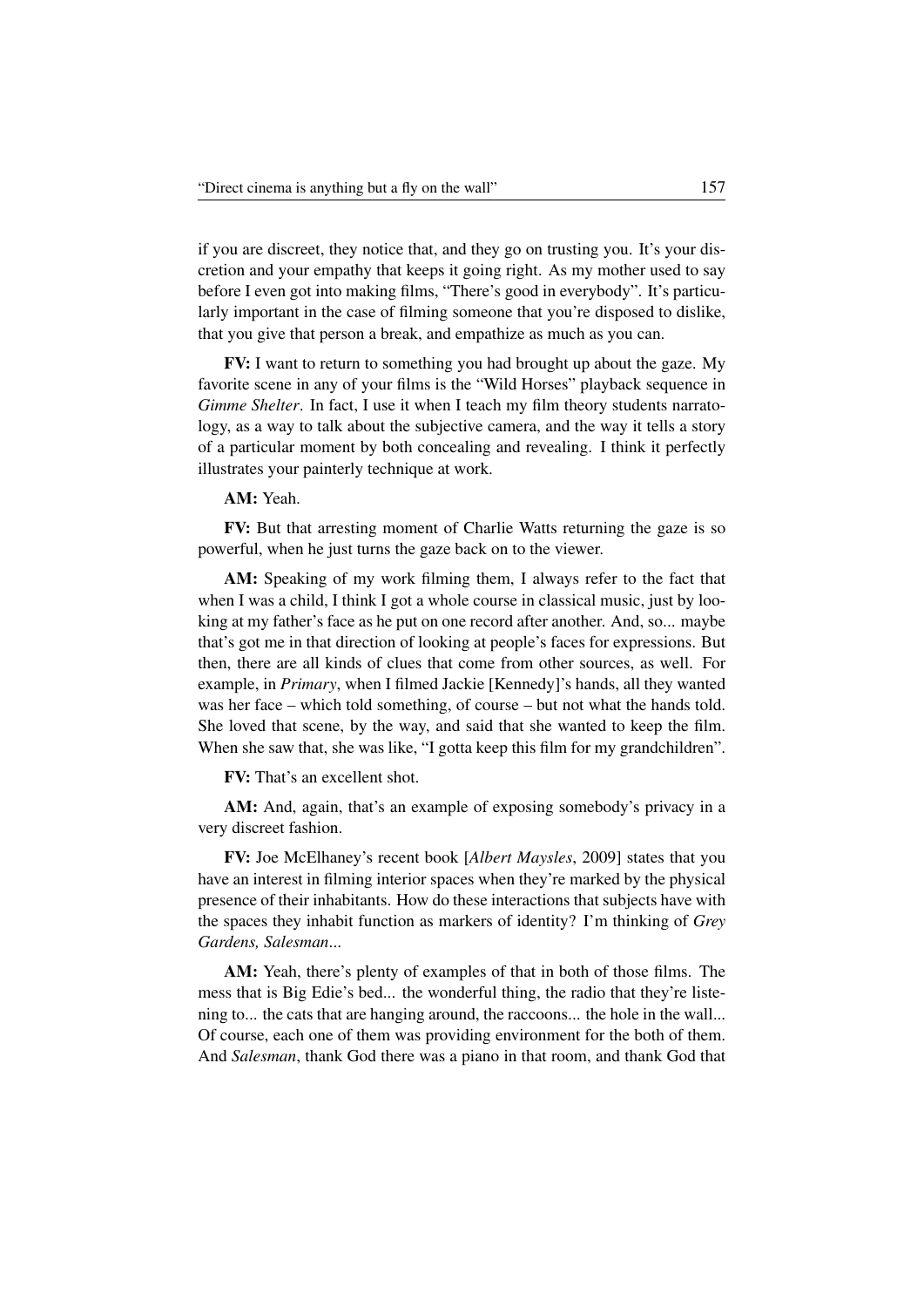if you are discreet, they notice that, and they go on trusting you. It's your discretion and your empathy that keeps it going right. As my mother used to say before I even got into making films, "There's good in everybody". It's particularly important in the case of filming someone that you're disposed to dislike, that you give that person a break, and empathize as much as you can.

**FV:** I want to return to something you had brought up about the gaze. My favorite scene in any of your films is the "Wild Horses" playback sequence in *Gimme Shelter*. In fact, I use it when I teach my film theory students narratology, as a way to talk about the subjective camera, and the way it tells a story of a particular moment by both concealing and revealing. I think it perfectly illustrates your painterly technique at work.

**AM:** Yeah.

**FV:** But that arresting moment of Charlie Watts returning the gaze is so powerful, when he just turns the gaze back on to the viewer.

**AM:** Speaking of my work filming them, I always refer to the fact that when I was a child, I think I got a whole course in classical music, just by looking at my father's face as he put on one record after another. And, so... maybe that's got me in that direction of looking at people's faces for expressions. But then, there are all kinds of clues that come from other sources, as well. For example, in *Primary*, when I filmed Jackie [Kennedy]'s hands, all they wanted was her face – which told something, of course – but not what the hands told. She loved that scene, by the way, and said that she wanted to keep the film. When she saw that, she was like, "I gotta keep this film for my grandchildren".

**FV:** That's an excellent shot.

**AM:** And, again, that's an example of exposing somebody's privacy in a very discreet fashion.

**FV:** Joe McElhaney's recent book [*Albert Maysles*, 2009] states that you have an interest in filming interior spaces when they're marked by the physical presence of their inhabitants. How do these interactions that subjects have with the spaces they inhabit function as markers of identity? I'm thinking of *Grey Gardens, Salesman*...

**AM:** Yeah, there's plenty of examples of that in both of those films. The mess that is Big Edie's bed... the wonderful thing, the radio that they're listening to... the cats that are hanging around, the raccoons... the hole in the wall... Of course, each one of them was providing environment for the both of them. And *Salesman*, thank God there was a piano in that room, and thank God that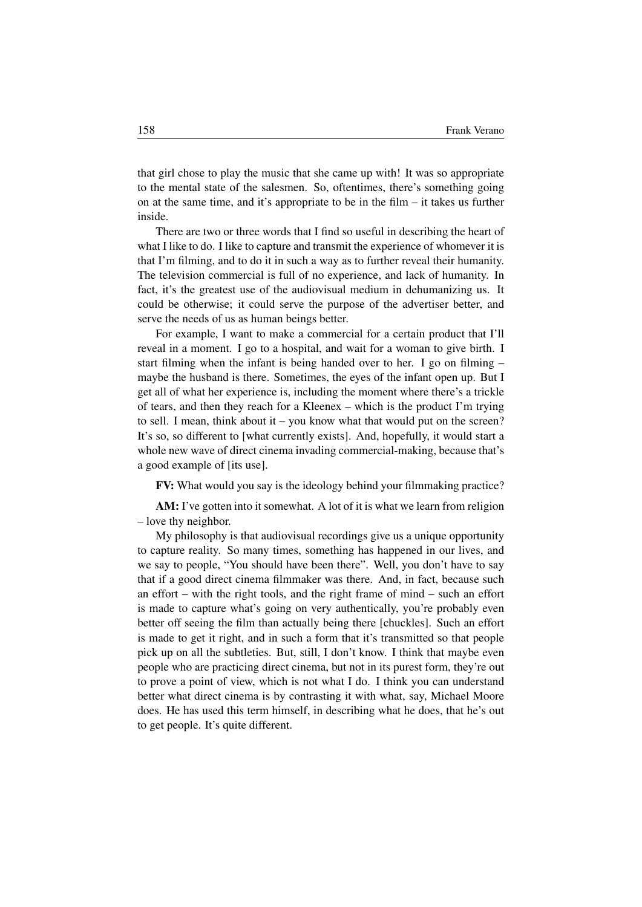that girl chose to play the music that she came up with! It was so appropriate to the mental state of the salesmen. So, oftentimes, there's something going on at the same time, and it's appropriate to be in the film – it takes us further inside.

There are two or three words that I find so useful in describing the heart of what I like to do. I like to capture and transmit the experience of whomever it is that I'm filming, and to do it in such a way as to further reveal their humanity. The television commercial is full of no experience, and lack of humanity. In fact, it's the greatest use of the audiovisual medium in dehumanizing us. It could be otherwise; it could serve the purpose of the advertiser better, and serve the needs of us as human beings better.

For example, I want to make a commercial for a certain product that I'll reveal in a moment. I go to a hospital, and wait for a woman to give birth. I start filming when the infant is being handed over to her. I go on filming – maybe the husband is there. Sometimes, the eyes of the infant open up. But I get all of what her experience is, including the moment where there's a trickle of tears, and then they reach for a Kleenex – which is the product I'm trying to sell. I mean, think about it – you know what that would put on the screen? It's so, so different to [what currently exists]. And, hopefully, it would start a whole new wave of direct cinema invading commercial-making, because that's a good example of [its use].

**FV:** What would you say is the ideology behind your filmmaking practice?

**AM:** I've gotten into it somewhat. A lot of it is what we learn from religion – love thy neighbor.

My philosophy is that audiovisual recordings give us a unique opportunity to capture reality. So many times, something has happened in our lives, and we say to people, "You should have been there". Well, you don't have to say that if a good direct cinema filmmaker was there. And, in fact, because such an effort – with the right tools, and the right frame of mind – such an effort is made to capture what's going on very authentically, you're probably even better off seeing the film than actually being there [chuckles]. Such an effort is made to get it right, and in such a form that it's transmitted so that people pick up on all the subtleties. But, still, I don't know. I think that maybe even people who are practicing direct cinema, but not in its purest form, they're out to prove a point of view, which is not what I do. I think you can understand better what direct cinema is by contrasting it with what, say, Michael Moore does. He has used this term himself, in describing what he does, that he's out to get people. It's quite different.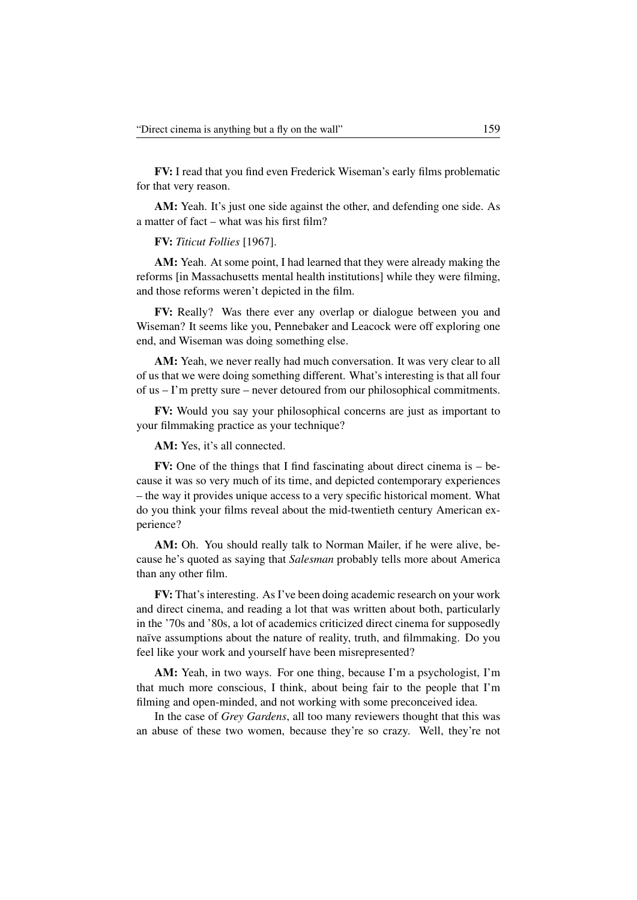**FV:** I read that you find even Frederick Wiseman's early films problematic for that very reason.

**AM:** Yeah. It's just one side against the other, and defending one side. As a matter of fact – what was his first film?

**FV:** *Titicut Follies* [1967].

**AM:** Yeah. At some point, I had learned that they were already making the reforms [in Massachusetts mental health institutions] while they were filming, and those reforms weren't depicted in the film.

**FV:** Really? Was there ever any overlap or dialogue between you and Wiseman? It seems like you, Pennebaker and Leacock were off exploring one end, and Wiseman was doing something else.

**AM:** Yeah, we never really had much conversation. It was very clear to all of us that we were doing something different. What's interesting is that all four of us – I'm pretty sure – never detoured from our philosophical commitments.

**FV:** Would you say your philosophical concerns are just as important to your filmmaking practice as your technique?

**AM:** Yes, it's all connected.

**FV:** One of the things that I find fascinating about direct cinema is – because it was so very much of its time, and depicted contemporary experiences – the way it provides unique access to a very specific historical moment. What do you think your films reveal about the mid-twentieth century American experience?

**AM:** Oh. You should really talk to Norman Mailer, if he were alive, because he's quoted as saying that *Salesman* probably tells more about America than any other film.

**FV:** That's interesting. As I've been doing academic research on your work and direct cinema, and reading a lot that was written about both, particularly in the '70s and '80s, a lot of academics criticized direct cinema for supposedly naïve assumptions about the nature of reality, truth, and filmmaking. Do you feel like your work and yourself have been misrepresented?

**AM:** Yeah, in two ways. For one thing, because I'm a psychologist, I'm that much more conscious, I think, about being fair to the people that I'm filming and open-minded, and not working with some preconceived idea.

In the case of *Grey Gardens*, all too many reviewers thought that this was an abuse of these two women, because they're so crazy. Well, they're not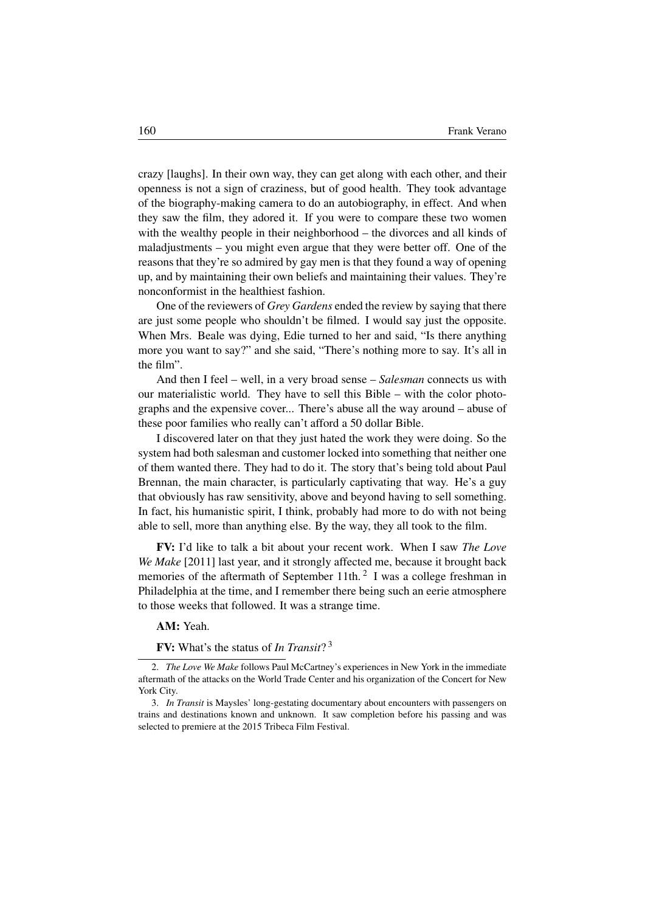crazy [laughs]. In their own way, they can get along with each other, and their openness is not a sign of craziness, but of good health. They took advantage of the biography-making camera to do an autobiography, in effect. And when they saw the film, they adored it. If you were to compare these two women with the wealthy people in their neighborhood – the divorces and all kinds of maladjustments – you might even argue that they were better off. One of the reasons that they're so admired by gay men is that they found a way of opening up, and by maintaining their own beliefs and maintaining their values. They're nonconformist in the healthiest fashion.

One of the reviewers of *Grey Gardens* ended the review by saying that there are just some people who shouldn't be filmed. I would say just the opposite. When Mrs. Beale was dying, Edie turned to her and said, "Is there anything more you want to say?" and she said, "There's nothing more to say. It's all in the film".

And then I feel – well, in a very broad sense – *Salesman* connects us with our materialistic world. They have to sell this Bible – with the color photographs and the expensive cover... There's abuse all the way around – abuse of these poor families who really can't afford a 50 dollar Bible.

I discovered later on that they just hated the work they were doing. So the system had both salesman and customer locked into something that neither one of them wanted there. They had to do it. The story that's being told about Paul Brennan, the main character, is particularly captivating that way. He's a guy that obviously has raw sensitivity, above and beyond having to sell something. In fact, his humanistic spirit, I think, probably had more to do with not being able to sell, more than anything else. By the way, they all took to the film.

**FV:** I'd like to talk a bit about your recent work. When I saw *The Love We Make* [2011] last year, and it strongly affected me, because it brought back memories of the aftermath of September 11th.[2] I was a college freshman in Philadelphia at the time, and I remember there being such an eerie atmosphere to those weeks that followed. It was a strange time.

**AM:** Yeah.

**FV:** What's the status of *In Transit*?[3]

---

2. *The Love We Make* follows Paul McCartney's experiences in New York in the immediate aftermath of the attacks on the World Trade Center and his organization of the Concert for New York City.

3. *In Transit* is Maysles' long-gestating documentary about encounters with passengers on trains and destinations known and unknown. It saw completion before his passing and was selected to premiere at the 2015 Tribeca Film Festival.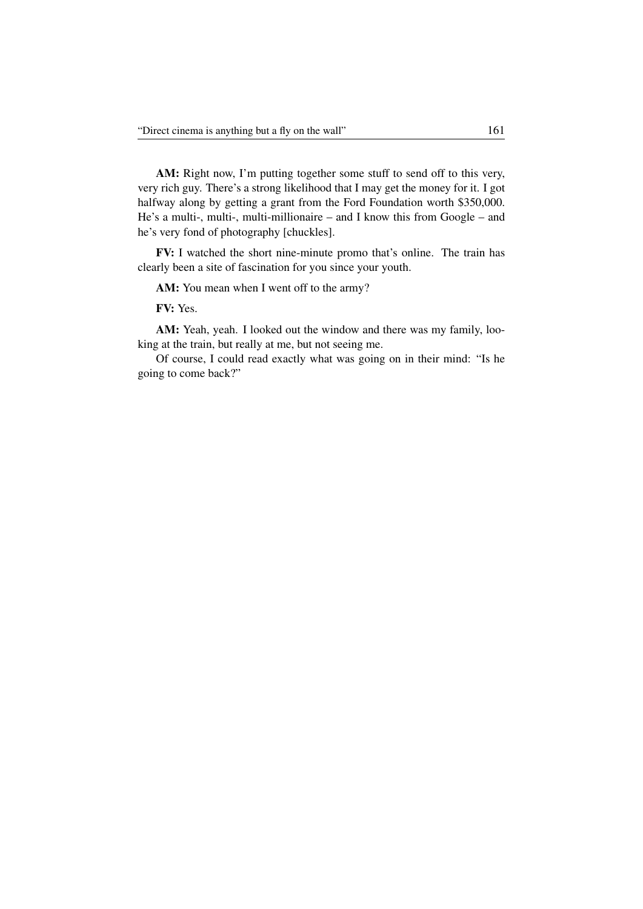**AM:** Right now, I'm putting together some stuff to send off to this very, very rich guy. There's a strong likelihood that I may get the money for it. I got halfway along by getting a grant from the Ford Foundation worth $350,000. He's a multi-, multi-, multi-millionaire – and I know this from Google – and he's very fond of photography [chuckles].

**FV:** I watched the short nine-minute promo that's online. The train has clearly been a site of fascination for you since your youth.

**AM:** You mean when I went off to the army?

**FV:** Yes.

**AM:** Yeah, yeah. I looked out the window and there was my family, looking at the train, but really at me, but not seeing me.

Of course, I could read exactly what was going on in their mind: "Is he going to come back?"